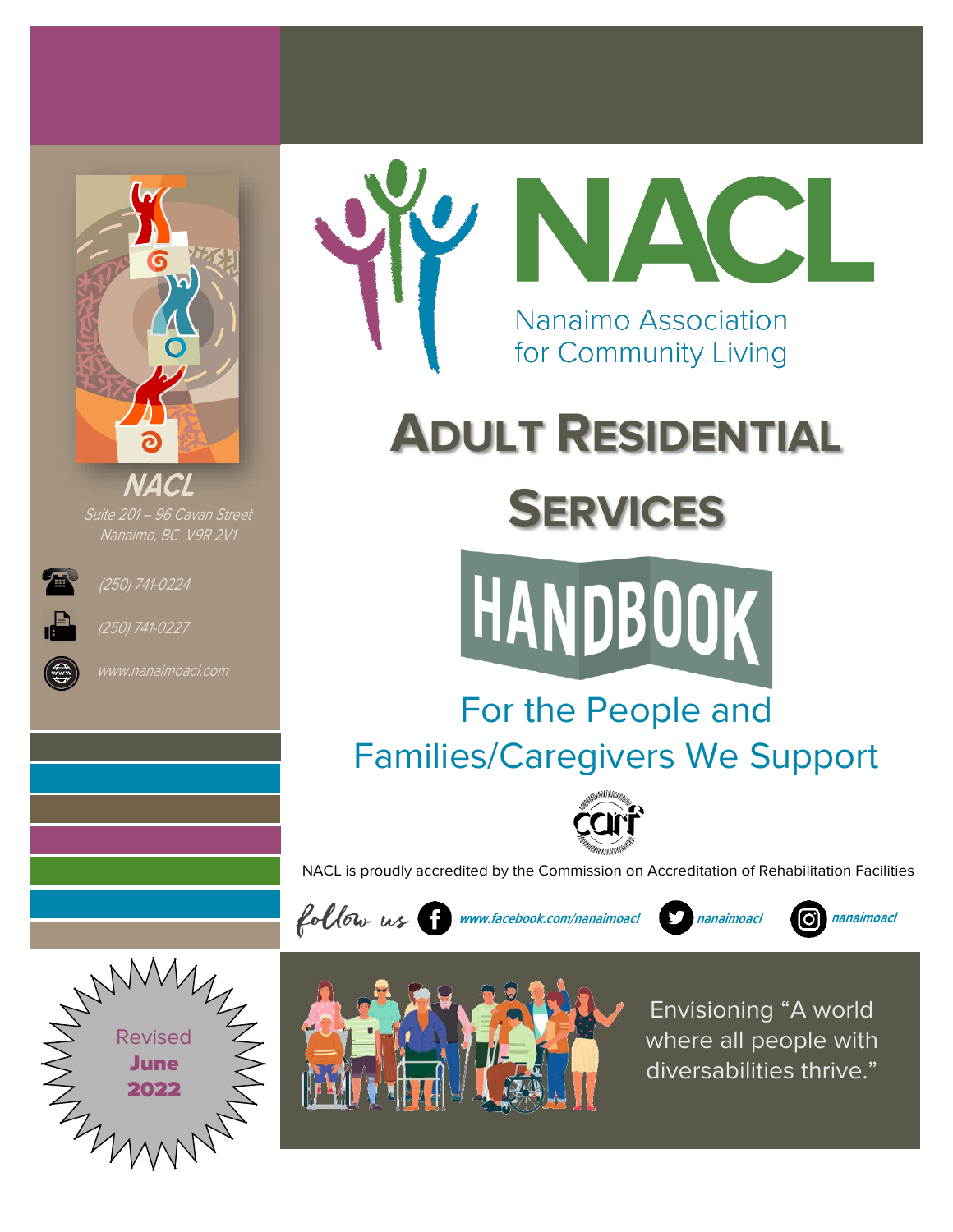# NACL

Nanaimo Association for Community Living

# Adult Residential Services

## HANDBOOK

For the People and Families/Caregivers We Support

NACL is proudly accredited by the Commission on Accreditation of Rehabilitation Facilities

follow us www.facebook.com/nanaimoacl nanaimoacl nanaimoacl

Envisioning "A world where all people with diversabilities thrive."

**NACL**

Suite 201 – 96 Cavan Street
Nanaimo, BC V9R 2V1

(250) 741-0224

(250) 741-0227

www.nanaimoacl.com

Revised **June 2022**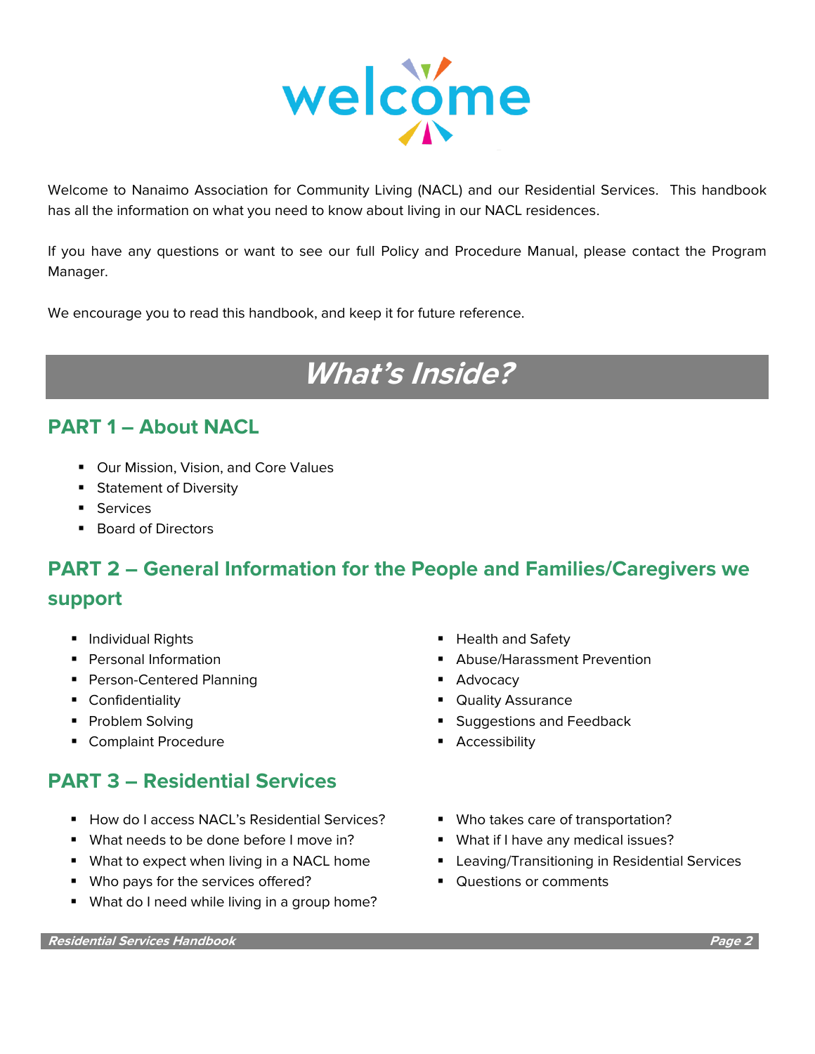# welcome

Welcome to Nanaimo Association for Community Living (NACL) and our Residential Services. This handbook has all the information on what you need to know about living in our NACL residences.

If you have any questions or want to see our full Policy and Procedure Manual, please contact the Program Manager.

We encourage you to read this handbook, and keep it for future reference.

# *What's Inside?*

## PART 1 – About NACL

- Our Mission, Vision, and Core Values
- Statement of Diversity
- Services
- Board of Directors

## PART 2 – General Information for the People and Families/Caregivers we support

- Individual Rights
- Personal Information
- Person-Centered Planning
- Confidentiality
- Problem Solving
- Complaint Procedure
- Health and Safety
- Abuse/Harassment Prevention
- Advocacy
- Quality Assurance
- Suggestions and Feedback
- Accessibility

## PART 3 – Residential Services

- How do I access NACL's Residential Services?
- What needs to be done before I move in?
- What to expect when living in a NACL home
- Who pays for the services offered?
- What do I need while living in a group home?
- Who takes care of transportation?
- What if I have any medical issues?
- Leaving/Transitioning in Residential Services
- Questions or comments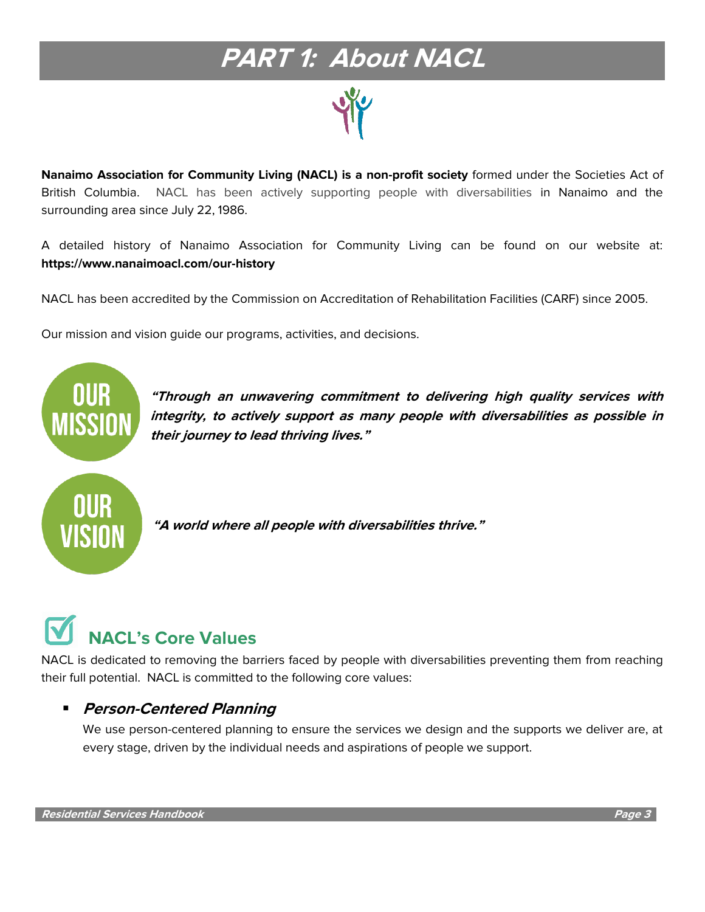# PART 1: About NACL

**Nanaimo Association for Community Living (NACL) is a non-profit society** formed under the Societies Act of British Columbia. NACL has been actively supporting people with diversabilities in Nanaimo and the surrounding area since July 22, 1986.

A detailed history of Nanaimo Association for Community Living can be found on our website at: **https://www.nanaimoacl.com/our-history**

NACL has been accredited by the Commission on Accreditation of Rehabilitation Facilities (CARF) since 2005.

Our mission and vision guide our programs, activities, and decisions.

**OUR MISSION**

***"Through an unwavering commitment to delivering high quality services with integrity, to actively support as many people with diversabilities as possible in their journey to lead thriving lives."***

**OUR VISION**

***"A world where all people with diversabilities thrive."***

## NACL's Core Values

NACL is dedicated to removing the barriers faced by people with diversabilities preventing them from reaching their full potential. NACL is committed to the following core values:

- ***Person-Centered Planning***

  We use person-centered planning to ensure the services we design and the supports we deliver are, at every stage, driven by the individual needs and aspirations of people we support.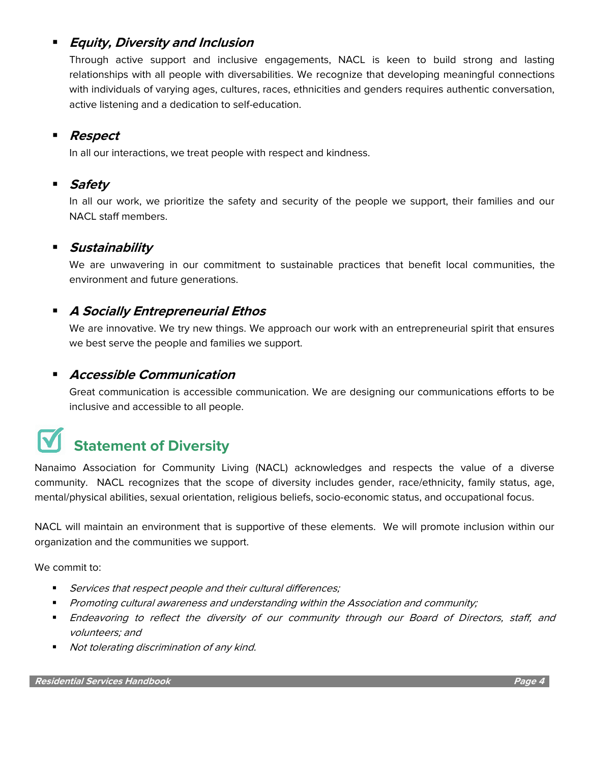- ***Equity, Diversity and Inclusion***

  Through active support and inclusive engagements, NACL is keen to build strong and lasting relationships with all people with diversabilities. We recognize that developing meaningful connections with individuals of varying ages, cultures, races, ethnicities and genders requires authentic conversation, active listening and a dedication to self-education.

- ***Respect***

  In all our interactions, we treat people with respect and kindness.

- ***Safety***

  In all our work, we prioritize the safety and security of the people we support, their families and our NACL staff members.

- ***Sustainability***

  We are unwavering in our commitment to sustainable practices that benefit local communities, the environment and future generations.

- ***A Socially Entrepreneurial Ethos***

  We are innovative. We try new things. We approach our work with an entrepreneurial spirit that ensures we best serve the people and families we support.

- ***Accessible Communication***

  Great communication is accessible communication. We are designing our communications efforts to be inclusive and accessible to all people.

## Statement of Diversity

Nanaimo Association for Community Living (NACL) acknowledges and respects the value of a diverse community. NACL recognizes that the scope of diversity includes gender, race/ethnicity, family status, age, mental/physical abilities, sexual orientation, religious beliefs, socio-economic status, and occupational focus.

NACL will maintain an environment that is supportive of these elements. We will promote inclusion within our organization and the communities we support.

We commit to:

- *Services that respect people and their cultural differences;*
- *Promoting cultural awareness and understanding within the Association and community;*
- *Endeavoring to reflect the diversity of our community through our Board of Directors, staff, and volunteers; and*
- *Not tolerating discrimination of any kind.*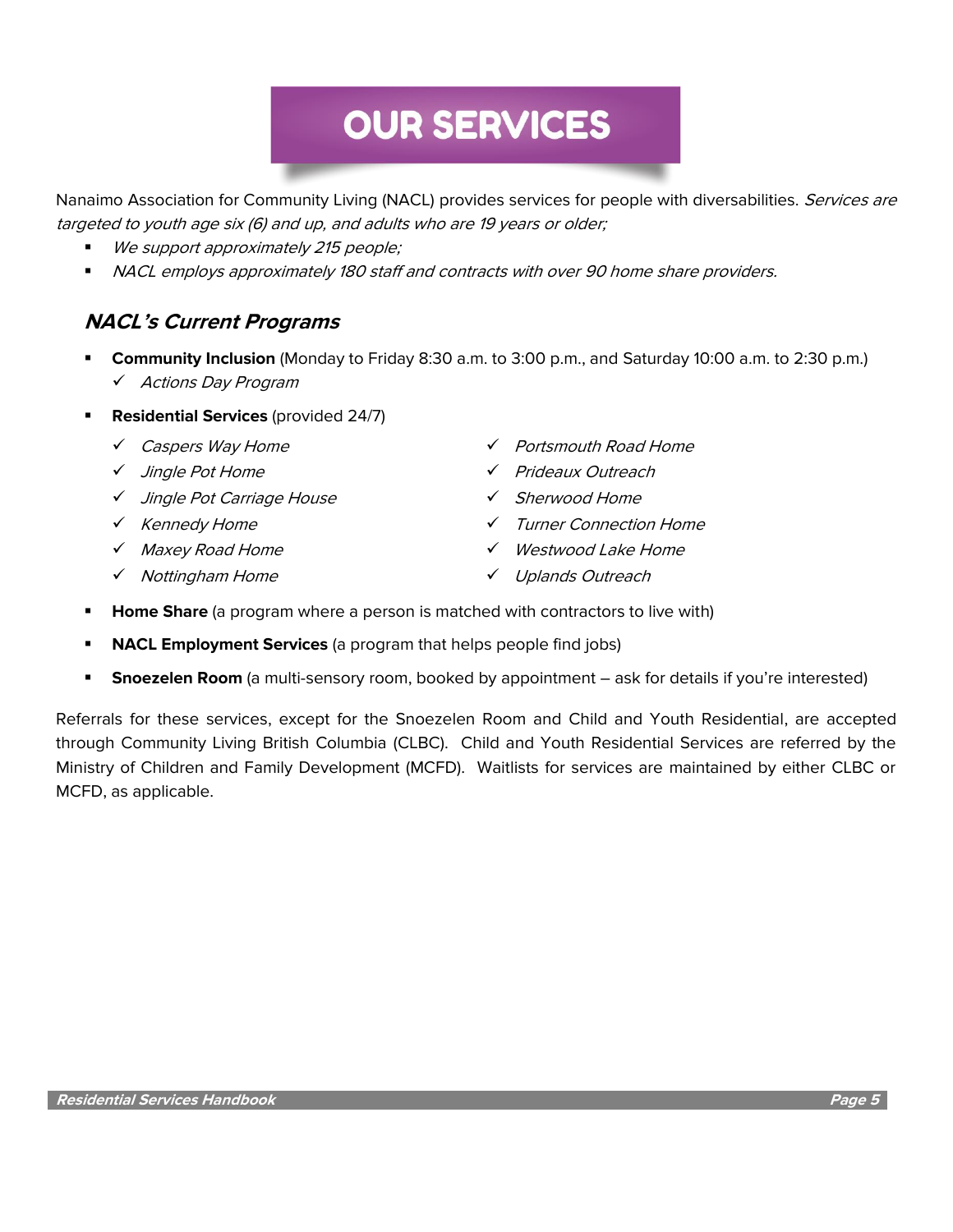# OUR SERVICES

Nanaimo Association for Community Living (NACL) provides services for people with diversabilities. *Services are targeted to youth age six (6) and up, and adults who are 19 years or older;*

- *We support approximately 215 people;*
- *NACL employs approximately 180 staff and contracts with over 90 home share providers.*

### *NACL's Current Programs*

- **Community Inclusion** (Monday to Friday 8:30 a.m. to 3:00 p.m., and Saturday 10:00 a.m. to 2:30 p.m.)
  - ✓ *Actions Day Program*
- **Residential Services** (provided 24/7)
  - ✓ *Caspers Way Home*
  - ✓ *Jingle Pot Home*
  - ✓ *Jingle Pot Carriage House*
  - ✓ *Kennedy Home*
  - ✓ *Maxey Road Home*
  - ✓ *Nottingham Home*
  - ✓ *Portsmouth Road Home*
  - ✓ *Prideaux Outreach*
  - ✓ *Sherwood Home*
  - ✓ *Turner Connection Home*
  - ✓ *Westwood Lake Home*
  - ✓ *Uplands Outreach*
- **Home Share** (a program where a person is matched with contractors to live with)
- **NACL Employment Services** (a program that helps people find jobs)
- **Snoezelen Room** (a multi-sensory room, booked by appointment – ask for details if you're interested)

Referrals for these services, except for the Snoezelen Room and Child and Youth Residential, are accepted through Community Living British Columbia (CLBC). Child and Youth Residential Services are referred by the Ministry of Children and Family Development (MCFD). Waitlists for services are maintained by either CLBC or MCFD, as applicable.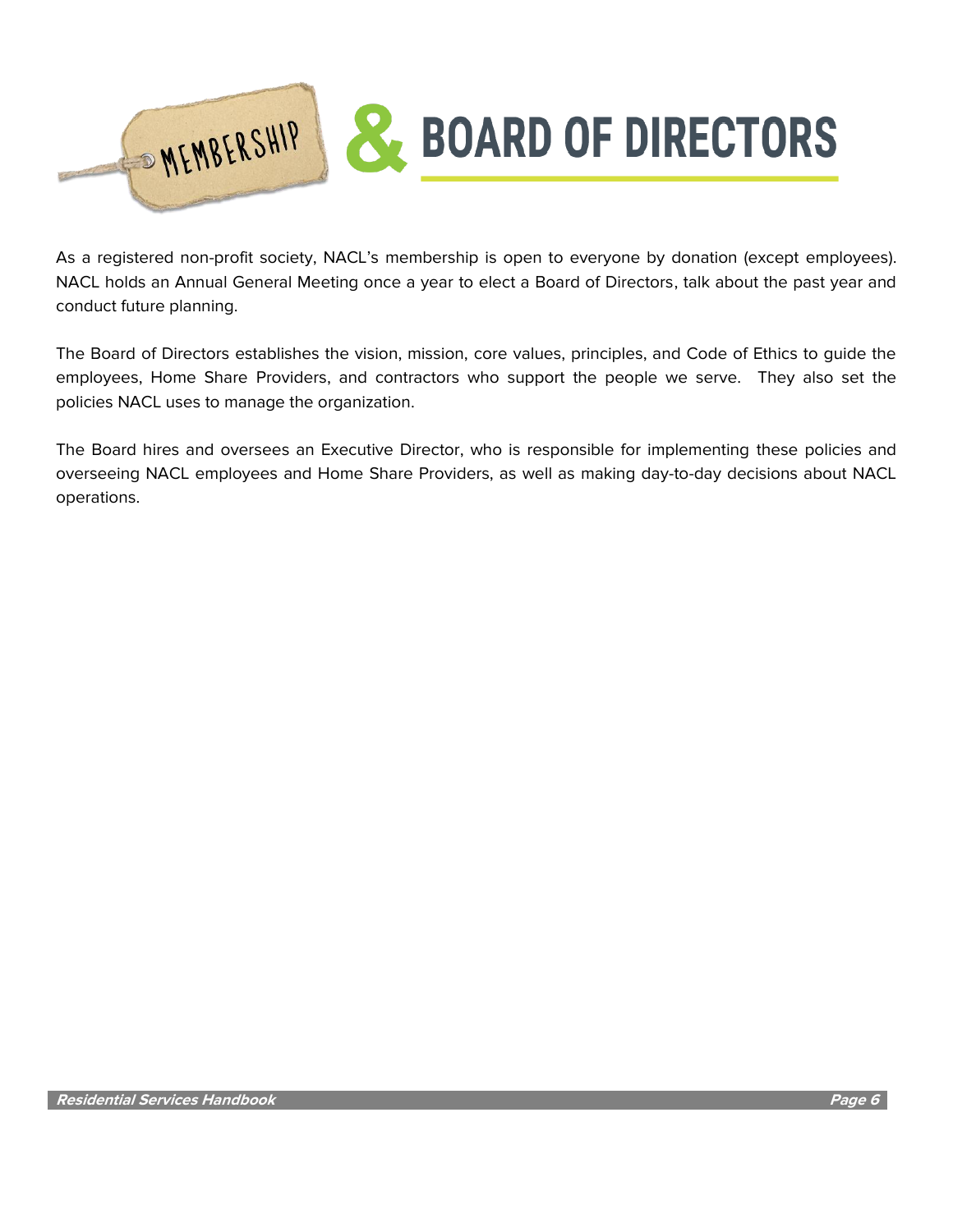# MEMBERSHIP & BOARD OF DIRECTORS

As a registered non-profit society, NACL's membership is open to everyone by donation (except employees). NACL holds an Annual General Meeting once a year to elect a Board of Directors, talk about the past year and conduct future planning.

The Board of Directors establishes the vision, mission, core values, principles, and Code of Ethics to guide the employees, Home Share Providers, and contractors who support the people we serve. They also set the policies NACL uses to manage the organization.

The Board hires and oversees an Executive Director, who is responsible for implementing these policies and overseeing NACL employees and Home Share Providers, as well as making day-to-day decisions about NACL operations.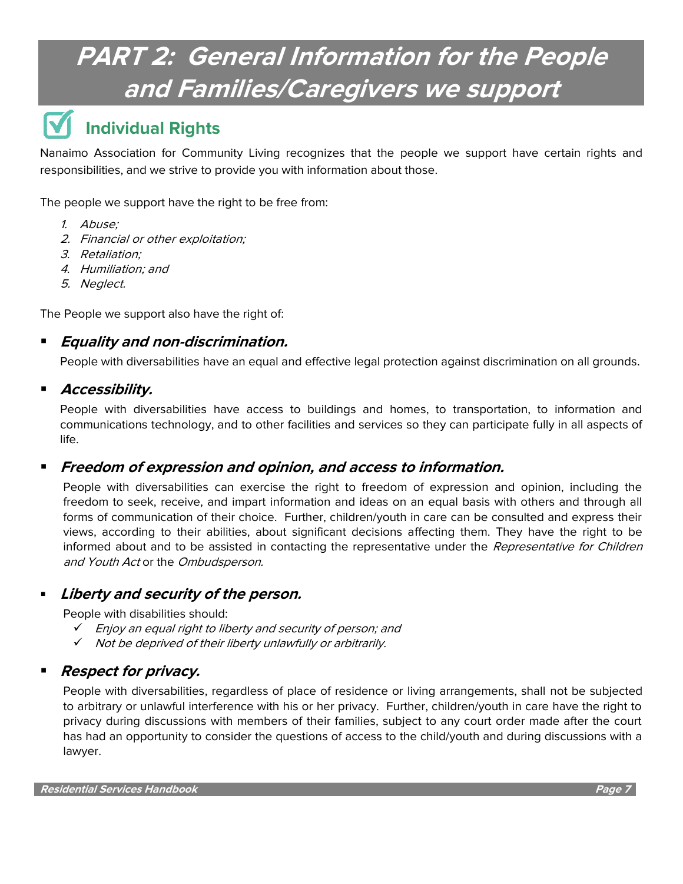# PART 2: General Information for the People and Families/Caregivers we support

## Individual Rights

Nanaimo Association for Community Living recognizes that the people we support have certain rights and responsibilities, and we strive to provide you with information about those.

The people we support have the right to be free from:

1. *Abuse;*
2. *Financial or other exploitation;*
3. *Retaliation;*
4. *Humiliation; and*
5. *Neglect.*

The People we support also have the right of:

- ***Equality and non-discrimination.***

  People with diversabilities have an equal and effective legal protection against discrimination on all grounds.

- ***Accessibility.***

  People with diversabilities have access to buildings and homes, to transportation, to information and communications technology, and to other facilities and services so they can participate fully in all aspects of life.

- ***Freedom of expression and opinion, and access to information.***

  People with diversabilities can exercise the right to freedom of expression and opinion, including the freedom to seek, receive, and impart information and ideas on an equal basis with others and through all forms of communication of their choice. Further, children/youth in care can be consulted and express their views, according to their abilities, about significant decisions affecting them. They have the right to be informed about and to be assisted in contacting the representative under the *Representative for Children and Youth Act* or the *Ombudsperson*.

- ***Liberty and security of the person.***

  People with disabilities should:
  - ✓ *Enjoy an equal right to liberty and security of person; and*
  - ✓ *Not be deprived of their liberty unlawfully or arbitrarily.*

- ***Respect for privacy.***

  People with diversabilities, regardless of place of residence or living arrangements, shall not be subjected to arbitrary or unlawful interference with his or her privacy. Further, children/youth in care have the right to privacy during discussions with members of their families, subject to any court order made after the court has had an opportunity to consider the questions of access to the child/youth and during discussions with a lawyer.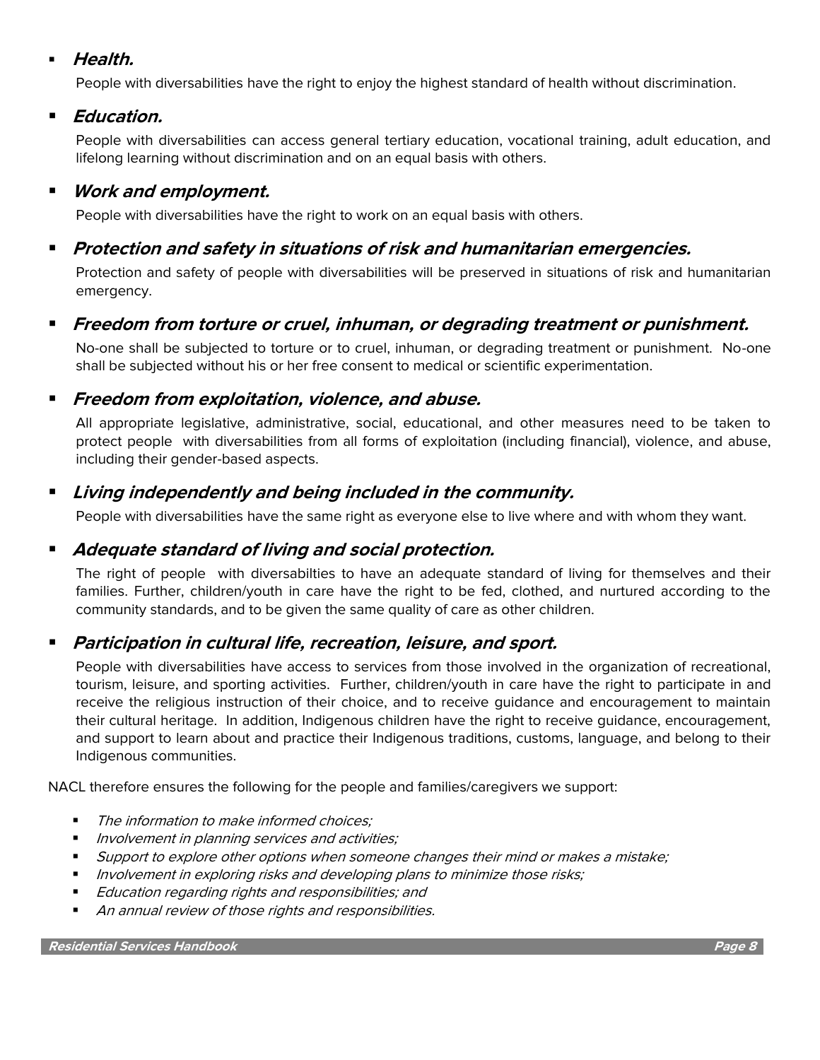- ***Health.***

  People with diversabilities have the right to enjoy the highest standard of health without discrimination.

- ***Education.***

  People with diversabilities can access general tertiary education, vocational training, adult education, and lifelong learning without discrimination and on an equal basis with others.

- ***Work and employment.***

  People with diversabilities have the right to work on an equal basis with others.

- ***Protection and safety in situations of risk and humanitarian emergencies.***

  Protection and safety of people with diversabilities will be preserved in situations of risk and humanitarian emergency.

- ***Freedom from torture or cruel, inhuman, or degrading treatment or punishment.***

  No-one shall be subjected to torture or to cruel, inhuman, or degrading treatment or punishment. No-one shall be subjected without his or her free consent to medical or scientific experimentation.

- ***Freedom from exploitation, violence, and abuse.***

  All appropriate legislative, administrative, social, educational, and other measures need to be taken to protect people with diversabilities from all forms of exploitation (including financial), violence, and abuse, including their gender-based aspects.

- ***Living independently and being included in the community.***

  People with diversabilities have the same right as everyone else to live where and with whom they want.

- ***Adequate standard of living and social protection.***

  The right of people with diversabilties to have an adequate standard of living for themselves and their families. Further, children/youth in care have the right to be fed, clothed, and nurtured according to the community standards, and to be given the same quality of care as other children.

- ***Participation in cultural life, recreation, leisure, and sport.***

  People with diversabilities have access to services from those involved in the organization of recreational, tourism, leisure, and sporting activities. Further, children/youth in care have the right to participate in and receive the religious instruction of their choice, and to receive guidance and encouragement to maintain their cultural heritage. In addition, Indigenous children have the right to receive guidance, encouragement, and support to learn about and practice their Indigenous traditions, customs, language, and belong to their Indigenous communities.

NACL therefore ensures the following for the people and families/caregivers we support:

- *The information to make informed choices;*
- *Involvement in planning services and activities;*
- *Support to explore other options when someone changes their mind or makes a mistake;*
- *Involvement in exploring risks and developing plans to minimize those risks;*
- *Education regarding rights and responsibilities; and*
- *An annual review of those rights and responsibilities.*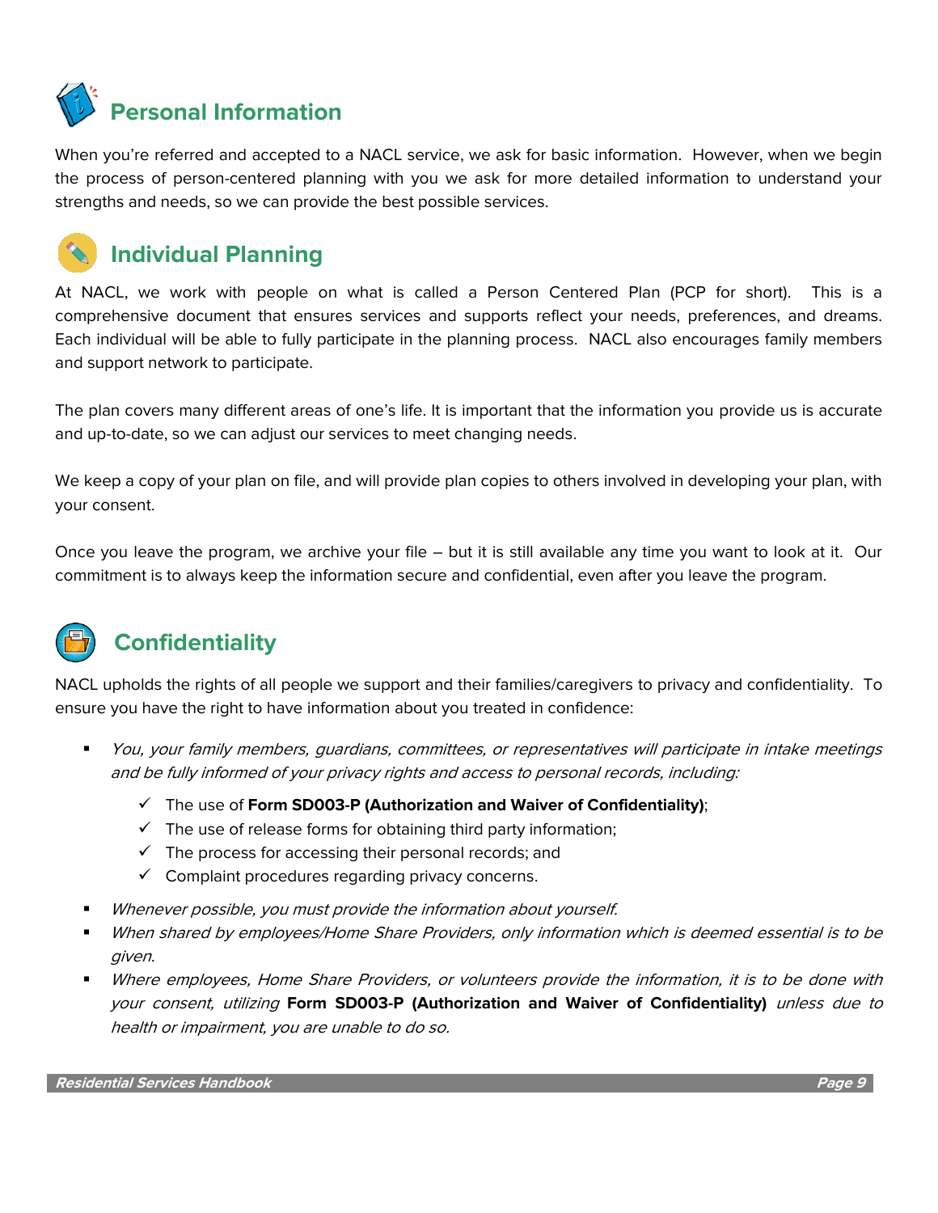## Personal Information

When you're referred and accepted to a NACL service, we ask for basic information. However, when we begin the process of person-centered planning with you we ask for more detailed information to understand your strengths and needs, so we can provide the best possible services.

## Individual Planning

At NACL, we work with people on what is called a Person Centered Plan (PCP for short). This is a comprehensive document that ensures services and supports reflect your needs, preferences, and dreams. Each individual will be able to fully participate in the planning process. NACL also encourages family members and support network to participate.

The plan covers many different areas of one's life. It is important that the information you provide us is accurate and up-to-date, so we can adjust our services to meet changing needs.

We keep a copy of your plan on file, and will provide plan copies to others involved in developing your plan, with your consent.

Once you leave the program, we archive your file – but it is still available any time you want to look at it. Our commitment is to always keep the information secure and confidential, even after you leave the program.

## Confidentiality

NACL upholds the rights of all people we support and their families/caregivers to privacy and confidentiality. To ensure you have the right to have information about you treated in confidence:

- *You, your family members, guardians, committees, or representatives will participate in intake meetings and be fully informed of your privacy rights and access to personal records, including:*
  - ✓ The use of **Form SD003-P (Authorization and Waiver of Confidentiality)**;
  - ✓ The use of release forms for obtaining third party information;
  - ✓ The process for accessing their personal records; and
  - ✓ Complaint procedures regarding privacy concerns.
- *Whenever possible, you must provide the information about yourself.*
- *When shared by employees/Home Share Providers, only information which is deemed essential is to be given.*
- *Where employees, Home Share Providers, or volunteers provide the information, it is to be done with your consent, utilizing* **Form SD003-P (Authorization and Waiver of Confidentiality)** *unless due to health or impairment, you are unable to do so.*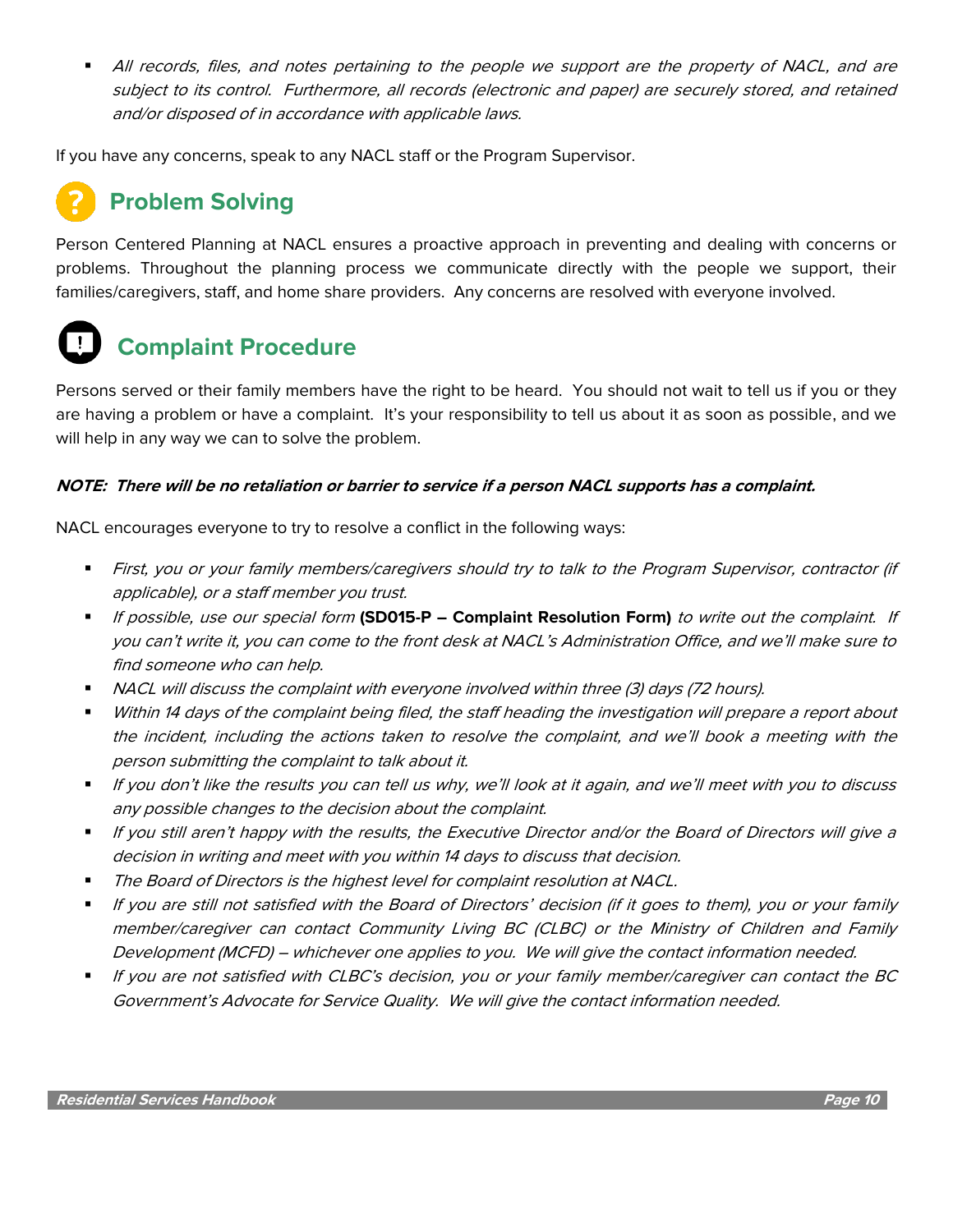- *All records, files, and notes pertaining to the people we support are the property of NACL, and are subject to its control. Furthermore, all records (electronic and paper) are securely stored, and retained and/or disposed of in accordance with applicable laws.*

If you have any concerns, speak to any NACL staff or the Program Supervisor.

## Problem Solving

Person Centered Planning at NACL ensures a proactive approach in preventing and dealing with concerns or problems. Throughout the planning process we communicate directly with the people we support, their families/caregivers, staff, and home share providers. Any concerns are resolved with everyone involved.

## Complaint Procedure

Persons served or their family members have the right to be heard. You should not wait to tell us if you or they are having a problem or have a complaint. It's your responsibility to tell us about it as soon as possible, and we will help in any way we can to solve the problem.

***NOTE: There will be no retaliation or barrier to service if a person NACL supports has a complaint.***

NACL encourages everyone to try to resolve a conflict in the following ways:

- *First, you or your family members/caregivers should try to talk to the Program Supervisor, contractor (if applicable), or a staff member you trust.*
- *If possible, use our special form* **(SD015-P – Complaint Resolution Form)** *to write out the complaint. If you can't write it, you can come to the front desk at NACL's Administration Office, and we'll make sure to find someone who can help.*
- *NACL will discuss the complaint with everyone involved within three (3) days (72 hours).*
- *Within 14 days of the complaint being filed, the staff heading the investigation will prepare a report about the incident, including the actions taken to resolve the complaint, and we'll book a meeting with the person submitting the complaint to talk about it.*
- *If you don't like the results you can tell us why, we'll look at it again, and we'll meet with you to discuss any possible changes to the decision about the complaint.*
- *If you still aren't happy with the results, the Executive Director and/or the Board of Directors will give a decision in writing and meet with you within 14 days to discuss that decision.*
- *The Board of Directors is the highest level for complaint resolution at NACL.*
- *If you are still not satisfied with the Board of Directors' decision (if it goes to them), you or your family member/caregiver can contact Community Living BC (CLBC) or the Ministry of Children and Family Development (MCFD) – whichever one applies to you. We will give the contact information needed.*
- *If you are not satisfied with CLBC's decision, you or your family member/caregiver can contact the BC Government's Advocate for Service Quality. We will give the contact information needed.*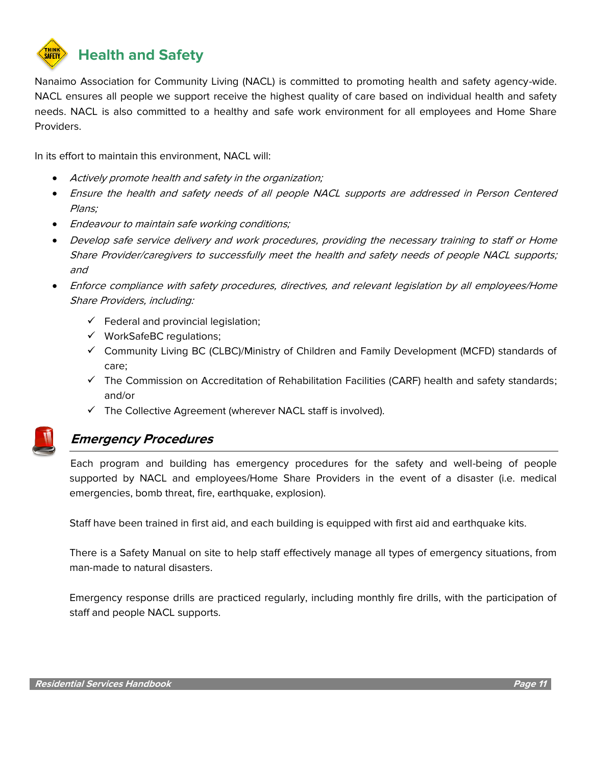## Health and Safety

Nanaimo Association for Community Living (NACL) is committed to promoting health and safety agency-wide. NACL ensures all people we support receive the highest quality of care based on individual health and safety needs. NACL is also committed to a healthy and safe work environment for all employees and Home Share Providers.

In its effort to maintain this environment, NACL will:

- *Actively promote health and safety in the organization;*
- *Ensure the health and safety needs of all people NACL supports are addressed in Person Centered Plans;*
- *Endeavour to maintain safe working conditions;*
- *Develop safe service delivery and work procedures, providing the necessary training to staff or Home Share Provider/caregivers to successfully meet the health and safety needs of people NACL supports; and*
- *Enforce compliance with safety procedures, directives, and relevant legislation by all employees/Home Share Providers, including:*
  - ✓ Federal and provincial legislation;
  - ✓ WorkSafeBC regulations;
  - ✓ Community Living BC (CLBC)/Ministry of Children and Family Development (MCFD) standards of care;
  - ✓ The Commission on Accreditation of Rehabilitation Facilities (CARF) health and safety standards; and/or
  - ✓ The Collective Agreement (wherever NACL staff is involved).

### *Emergency Procedures*

Each program and building has emergency procedures for the safety and well-being of people supported by NACL and employees/Home Share Providers in the event of a disaster (i.e. medical emergencies, bomb threat, fire, earthquake, explosion).

Staff have been trained in first aid, and each building is equipped with first aid and earthquake kits.

There is a Safety Manual on site to help staff effectively manage all types of emergency situations, from man-made to natural disasters.

Emergency response drills are practiced regularly, including monthly fire drills, with the participation of staff and people NACL supports.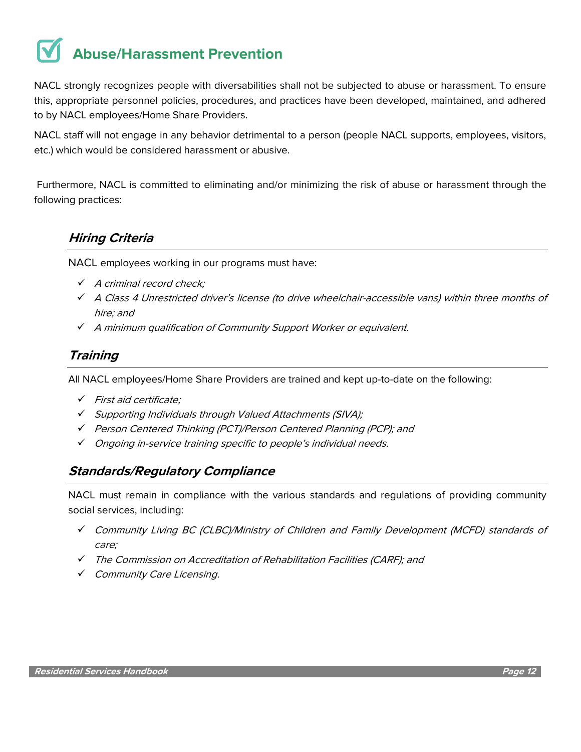# Abuse/Harassment Prevention

NACL strongly recognizes people with diversabilities shall not be subjected to abuse or harassment. To ensure this, appropriate personnel policies, procedures, and practices have been developed, maintained, and adhered to by NACL employees/Home Share Providers.

NACL staff will not engage in any behavior detrimental to a person (people NACL supports, employees, visitors, etc.) which would be considered harassment or abusive.

Furthermore, NACL is committed to eliminating and/or minimizing the risk of abuse or harassment through the following practices:

## *Hiring Criteria*

NACL employees working in our programs must have:

- ✓ *A criminal record check;*
- ✓ *A Class 4 Unrestricted driver's license (to drive wheelchair-accessible vans) within three months of hire; and*
- ✓ *A minimum qualification of Community Support Worker or equivalent.*

## *Training*

All NACL employees/Home Share Providers are trained and kept up-to-date on the following:

- ✓ *First aid certificate;*
- ✓ *Supporting Individuals through Valued Attachments (SIVA);*
- ✓ *Person Centered Thinking (PCT)/Person Centered Planning (PCP); and*
- ✓ *Ongoing in-service training specific to people's individual needs.*

## *Standards/Regulatory Compliance*

NACL must remain in compliance with the various standards and regulations of providing community social services, including:

- ✓ *Community Living BC (CLBC)/Ministry of Children and Family Development (MCFD) standards of care;*
- ✓ *The Commission on Accreditation of Rehabilitation Facilities (CARF); and*
- ✓ *Community Care Licensing.*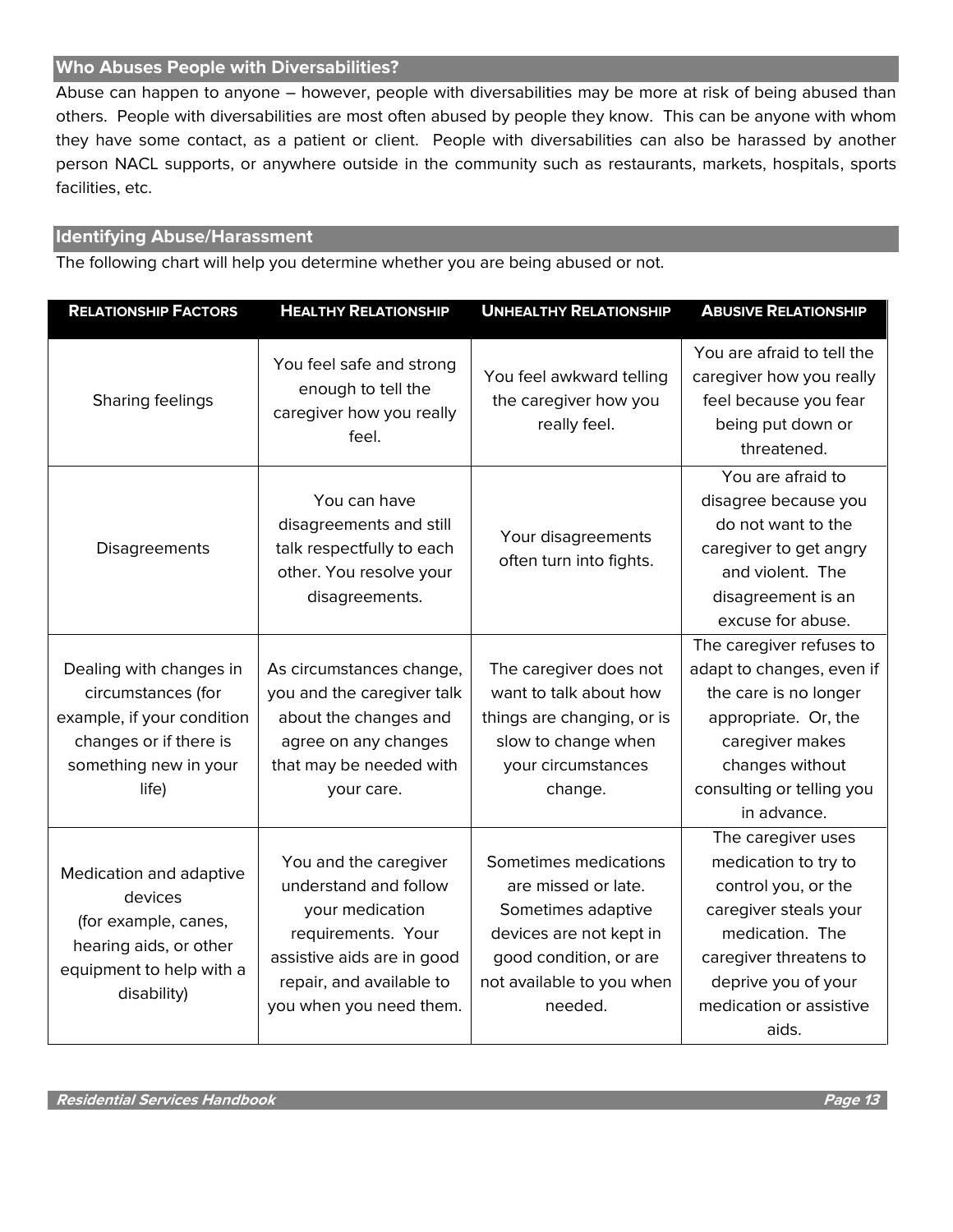## Who Abuses People with Diversabilities?

Abuse can happen to anyone – however, people with diversabilities may be more at risk of being abused than others. People with diversabilities are most often abused by people they know. This can be anyone with whom they have some contact, as a patient or client. People with diversabilities can also be harassed by another person NACL supports, or anywhere outside in the community such as restaurants, markets, hospitals, sports facilities, etc.

## Identifying Abuse/Harassment

The following chart will help you determine whether you are being abused or not.

| **Relationship Factors** | **Healthy Relationship** | **Unhealthy Relationship** | **Abusive Relationship** |
|---|---|---|---|
| Sharing feelings | You feel safe and strong enough to tell the caregiver how you really feel. | You feel awkward telling the caregiver how you really feel. | You are afraid to tell the caregiver how you really feel because you fear being put down or threatened. |
| Disagreements | You can have disagreements and still talk respectfully to each other. You resolve your disagreements. | Your disagreements often turn into fights. | You are afraid to disagree because you do not want to the caregiver to get angry and violent. The disagreement is an excuse for abuse. |
| Dealing with changes in circumstances (for example, if your condition changes or if there is something new in your life) | As circumstances change, you and the caregiver talk about the changes and agree on any changes that may be needed with your care. | The caregiver does not want to talk about how things are changing, or is slow to change when your circumstances change. | The caregiver refuses to adapt to changes, even if the care is no longer appropriate. Or, the caregiver makes changes without consulting or telling you in advance. |
| Medication and adaptive devices (for example, canes, hearing aids, or other equipment to help with a disability) | You and the caregiver understand and follow your medication requirements. Your assistive aids are in good repair, and available to you when you need them. | Sometimes medications are missed or late. Sometimes adaptive devices are not kept in good condition, or are not available to you when needed. | The caregiver uses medication to try to control you, or the caregiver steals your medication. The caregiver threatens to deprive you of your medication or assistive aids. |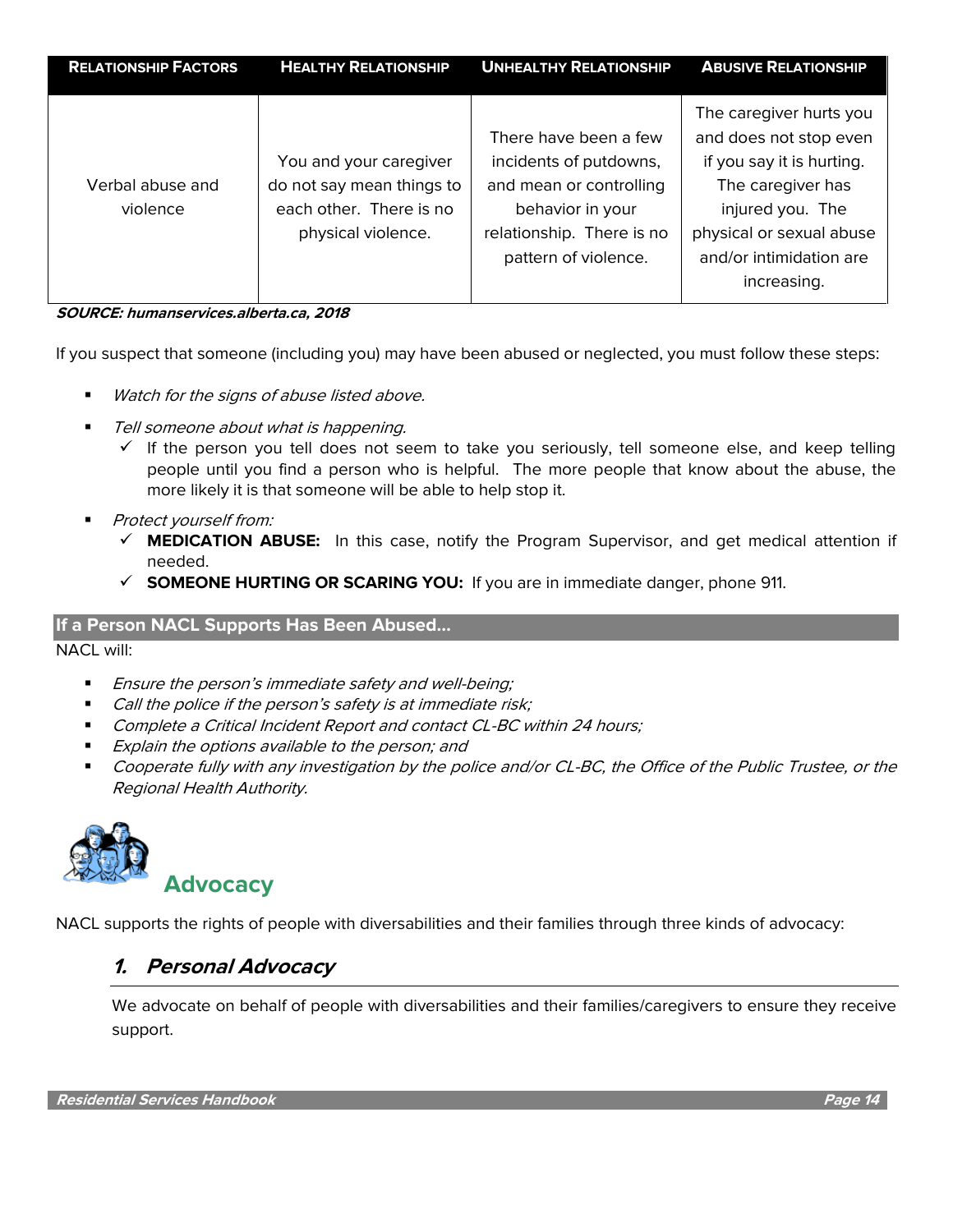| RELATIONSHIP FACTORS | HEALTHY RELATIONSHIP | UNHEALTHY RELATIONSHIP | ABUSIVE RELATIONSHIP |
|---|---|---|---|
| Verbal abuse and violence | You and your caregiver do not say mean things to each other. There is no physical violence. | There have been a few incidents of putdowns, and mean or controlling behavior in your relationship. There is no pattern of violence. | The caregiver hurts you and does not stop even if you say it is hurting. The caregiver has injured you. The physical or sexual abuse and/or intimidation are increasing. |

***SOURCE: humanservices.alberta.ca, 2018***

If you suspect that someone (including you) may have been abused or neglected, you must follow these steps:

- *Watch for the signs of abuse listed above.*
- *Tell someone about what is happening.*
  - ✓ If the person you tell does not seem to take you seriously, tell someone else, and keep telling people until you find a person who is helpful. The more people that know about the abuse, the more likely it is that someone will be able to help stop it.
- *Protect yourself from:*
  - ✓ **MEDICATION ABUSE:** In this case, notify the Program Supervisor, and get medical attention if needed.
  - ✓ **SOMEONE HURTING OR SCARING YOU:** If you are in immediate danger, phone 911.

### If a Person NACL Supports Has Been Abused…

NACL will:

- *Ensure the person's immediate safety and well-being;*
- *Call the police if the person's safety is at immediate risk;*
- *Complete a Critical Incident Report and contact CL-BC within 24 hours;*
- *Explain the options available to the person; and*
- *Cooperate fully with any investigation by the police and/or CL-BC, the Office of the Public Trustee, or the Regional Health Authority.*

## Advocacy

NACL supports the rights of people with diversabilities and their families through three kinds of advocacy:

### *1. Personal Advocacy*

We advocate on behalf of people with diversabilities and their families/caregivers to ensure they receive support.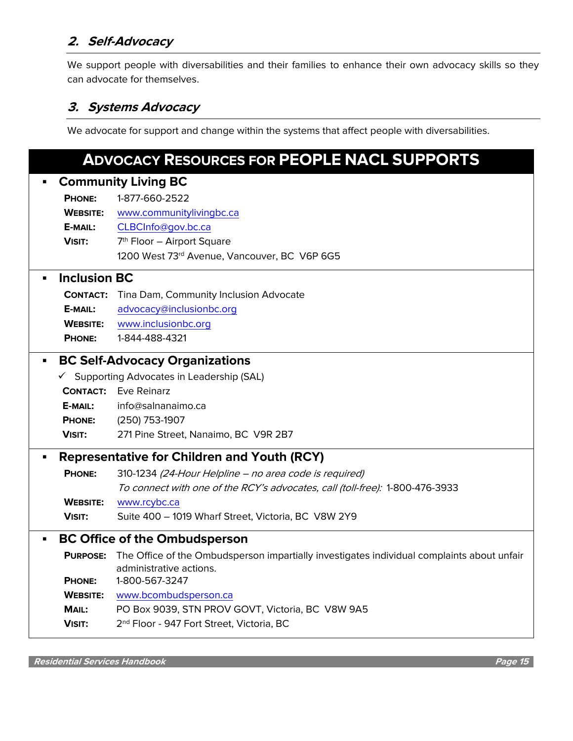## *2. Self-Advocacy*

We support people with diversabilities and their families to enhance their own advocacy skills so they can advocate for themselves.

## *3. Systems Advocacy*

We advocate for support and change within the systems that affect people with diversabilities.

## ADVOCACY RESOURCES FOR PEOPLE NACL SUPPORTS

- **Community Living BC**

  **PHONE:** 1-877-660-2522
  **WEBSITE:** www.communitylivingbc.ca
  **E-MAIL:** CLBCInfo@gov.bc.ca
  **VISIT:** 7th Floor – Airport Square
  1200 West 73rd Avenue, Vancouver, BC V6P 6G5

- **Inclusion BC**

  **CONTACT:** Tina Dam, Community Inclusion Advocate
  **E-MAIL:** advocacy@inclusionbc.org
  **WEBSITE:** www.inclusionbc.org
  **PHONE:** 1-844-488-4321

- **BC Self-Advocacy Organizations**

  ✓ Supporting Advocates in Leadership (SAL)
  **CONTACT:** Eve Reinarz
  **E-MAIL:** info@salnanaimo.ca
  **PHONE:** (250) 753-1907
  **VISIT:** 271 Pine Street, Nanaimo, BC V9R 2B7

- **Representative for Children and Youth (RCY)**

  **PHONE:** 310-1234 *(24-Hour Helpline – no area code is required)*
  *To connect with one of the RCY's advocates, call (toll-free):* 1-800-476-3933
  **WEBSITE:** www.rcybc.ca
  **VISIT:** Suite 400 – 1019 Wharf Street, Victoria, BC V8W 2Y9

- **BC Office of the Ombudsperson**

  **PURPOSE:** The Office of the Ombudsperson impartially investigates individual complaints about unfair administrative actions.
  **PHONE:** 1-800-567-3247
  **WEBSITE:** www.bcombudsperson.ca
  **MAIL:** PO Box 9039, STN PROV GOVT, Victoria, BC V8W 9A5
  **VISIT:** 2nd Floor - 947 Fort Street, Victoria, BC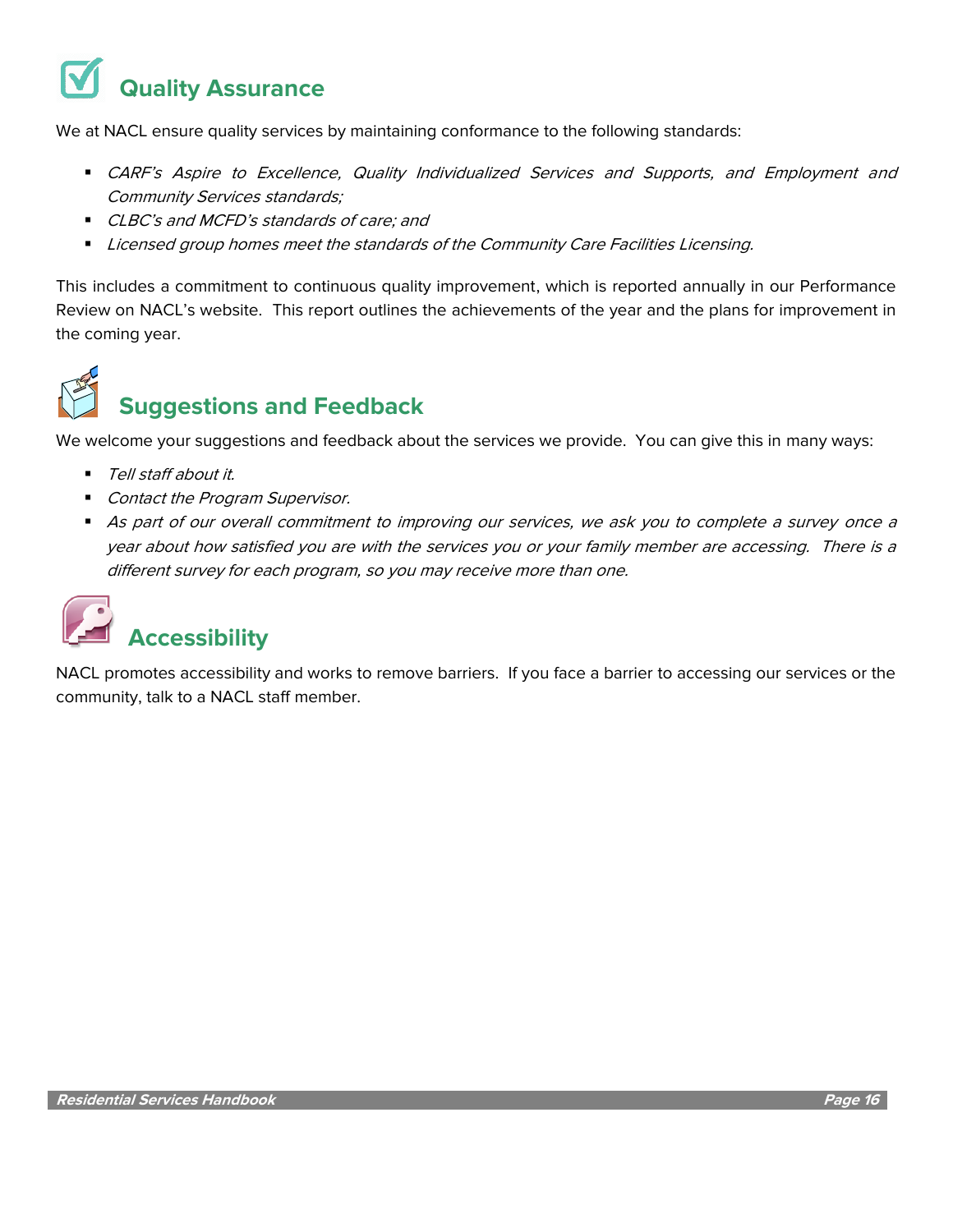## Quality Assurance

We at NACL ensure quality services by maintaining conformance to the following standards:

- *CARF's Aspire to Excellence, Quality Individualized Services and Supports, and Employment and Community Services standards;*
- *CLBC's and MCFD's standards of care; and*
- *Licensed group homes meet the standards of the Community Care Facilities Licensing*.

This includes a commitment to continuous quality improvement, which is reported annually in our Performance Review on NACL's website. This report outlines the achievements of the year and the plans for improvement in the coming year.

## Suggestions and Feedback

We welcome your suggestions and feedback about the services we provide. You can give this in many ways:

- *Tell staff about it.*
- *Contact the Program Supervisor.*
- *As part of our overall commitment to improving our services, we ask you to complete a survey once a year about how satisfied you are with the services you or your family member are accessing. There is a different survey for each program, so you may receive more than one.*

## Accessibility

NACL promotes accessibility and works to remove barriers. If you face a barrier to accessing our services or the community, talk to a NACL staff member.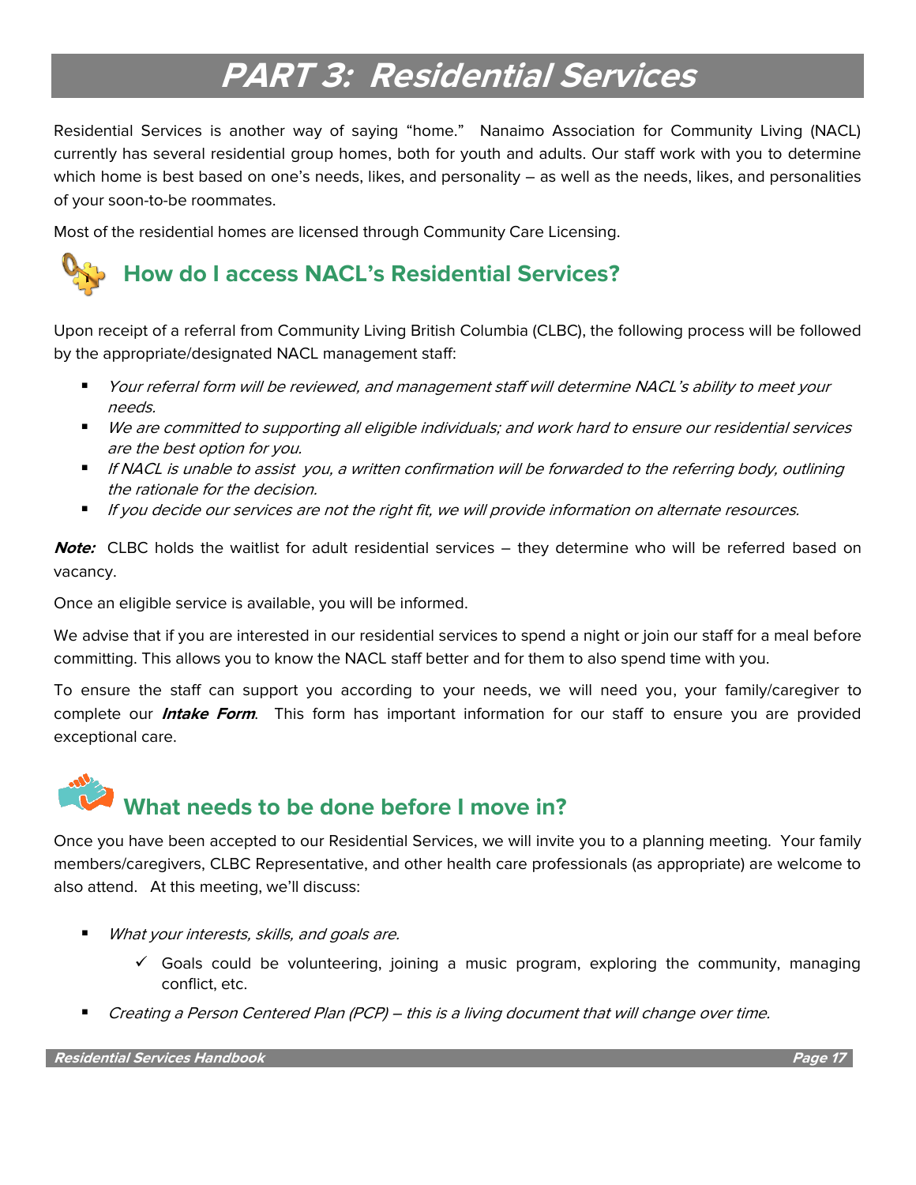# PART 3: Residential Services

Residential Services is another way of saying "home." Nanaimo Association for Community Living (NACL) currently has several residential group homes, both for youth and adults. Our staff work with you to determine which home is best based on one's needs, likes, and personality – as well as the needs, likes, and personalities of your soon-to-be roommates.

Most of the residential homes are licensed through Community Care Licensing.

## How do I access NACL's Residential Services?

Upon receipt of a referral from Community Living British Columbia (CLBC), the following process will be followed by the appropriate/designated NACL management staff:

- *Your referral form will be reviewed, and management staff will determine NACL's ability to meet your needs.*
- *We are committed to supporting all eligible individuals; and work hard to ensure our residential services are the best option for you.*
- *If NACL is unable to assist you, a written confirmation will be forwarded to the referring body, outlining the rationale for the decision.*
- *If you decide our services are not the right fit, we will provide information on alternate resources.*

***Note:*** CLBC holds the waitlist for adult residential services – they determine who will be referred based on vacancy.

Once an eligible service is available, you will be informed.

We advise that if you are interested in our residential services to spend a night or join our staff for a meal before committing. This allows you to know the NACL staff better and for them to also spend time with you.

To ensure the staff can support you according to your needs, we will need you, your family/caregiver to complete our ***Intake Form***. This form has important information for our staff to ensure you are provided exceptional care.

## What needs to be done before I move in?

Once you have been accepted to our Residential Services, we will invite you to a planning meeting. Your family members/caregivers, CLBC Representative, and other health care professionals (as appropriate) are welcome to also attend. At this meeting, we'll discuss:

- *What your interests, skills, and goals are.*
  - ✓ Goals could be volunteering, joining a music program, exploring the community, managing conflict, etc.
- *Creating a Person Centered Plan (PCP) – this is a living document that will change over time.*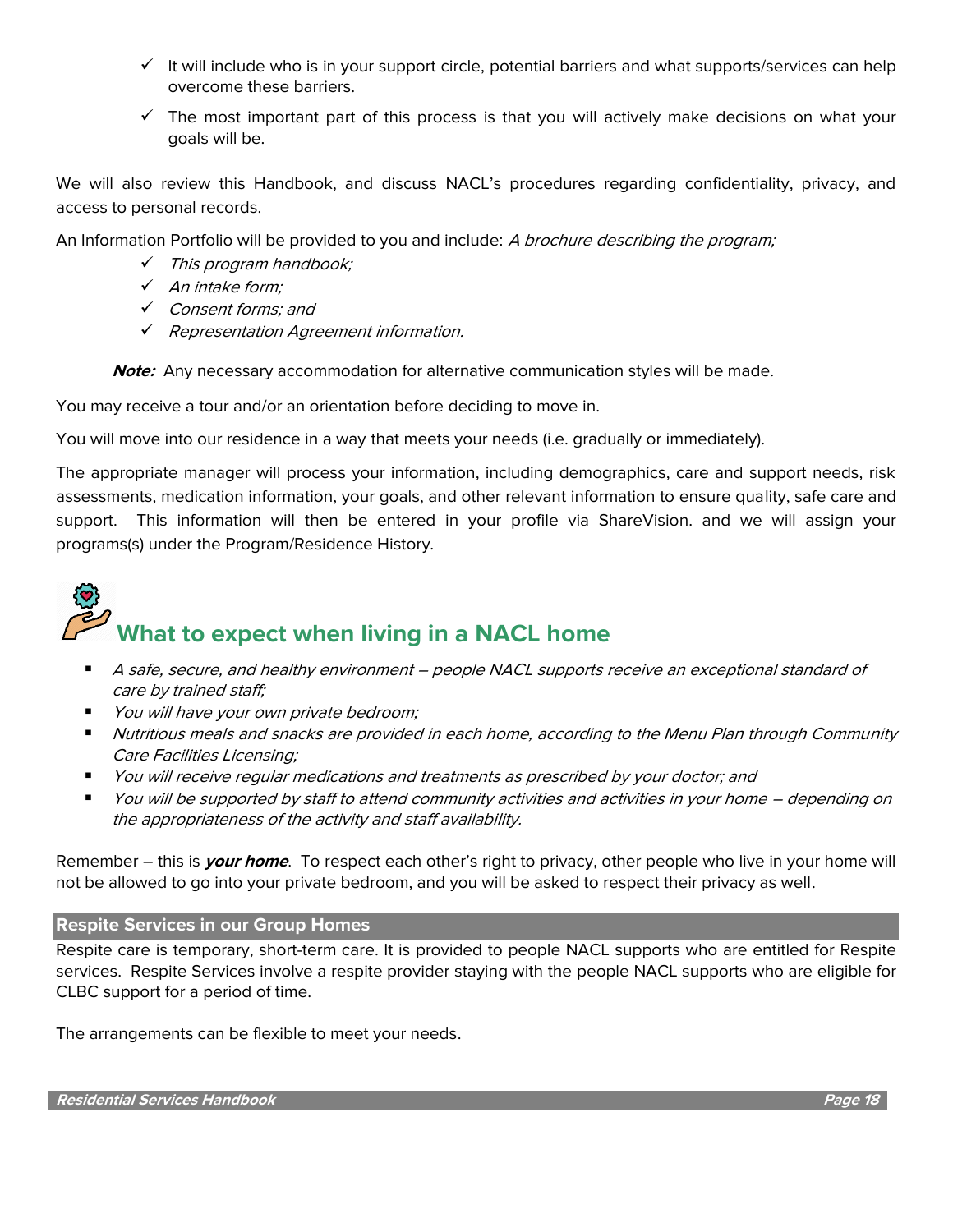- ✓ It will include who is in your support circle, potential barriers and what supports/services can help overcome these barriers.
- ✓ The most important part of this process is that you will actively make decisions on what your goals will be.

We will also review this Handbook, and discuss NACL's procedures regarding confidentiality, privacy, and access to personal records.

An Information Portfolio will be provided to you and include: *A brochure describing the program;*

- ✓ *This program handbook;*
- ✓ *An intake form;*
- ✓ *Consent forms; and*
- ✓ *Representation Agreement information.*

***Note:*** Any necessary accommodation for alternative communication styles will be made.

You may receive a tour and/or an orientation before deciding to move in.

You will move into our residence in a way that meets your needs (i.e. gradually or immediately).

The appropriate manager will process your information, including demographics, care and support needs, risk assessments, medication information, your goals, and other relevant information to ensure quality, safe care and support. This information will then be entered in your profile via ShareVision. and we will assign your programs(s) under the Program/Residence History.

## What to expect when living in a NACL home

- *A safe, secure, and healthy environment – people NACL supports receive an exceptional standard of care by trained staff;*
- *You will have your own private bedroom;*
- *Nutritious meals and snacks are provided in each home, according to the Menu Plan through Community Care Facilities Licensing;*
- *You will receive regular medications and treatments as prescribed by your doctor; and*
- *You will be supported by staff to attend community activities and activities in your home – depending on the appropriateness of the activity and staff availability.*

Remember – this is ***your home***. To respect each other's right to privacy, other people who live in your home will not be allowed to go into your private bedroom, and you will be asked to respect their privacy as well.

### Respite Services in our Group Homes

Respite care is temporary, short-term care. It is provided to people NACL supports who are entitled for Respite services. Respite Services involve a respite provider staying with the people NACL supports who are eligible for CLBC support for a period of time.

The arrangements can be flexible to meet your needs.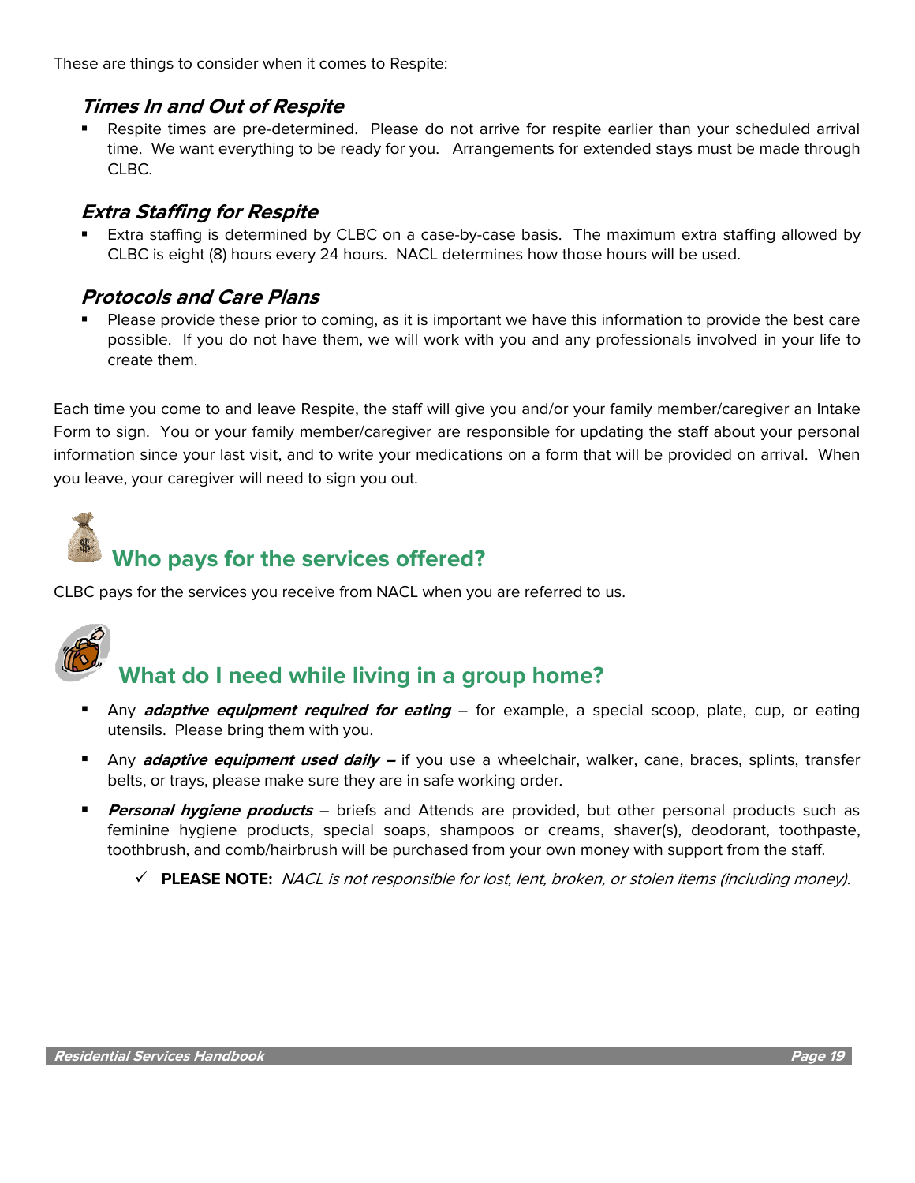These are things to consider when it comes to Respite:

### Times In and Out of Respite

- Respite times are pre-determined. Please do not arrive for respite earlier than your scheduled arrival time. We want everything to be ready for you. Arrangements for extended stays must be made through CLBC.

### Extra Staffing for Respite

- Extra staffing is determined by CLBC on a case-by-case basis. The maximum extra staffing allowed by CLBC is eight (8) hours every 24 hours. NACL determines how those hours will be used.

### Protocols and Care Plans

- Please provide these prior to coming, as it is important we have this information to provide the best care possible. If you do not have them, we will work with you and any professionals involved in your life to create them.

Each time you come to and leave Respite, the staff will give you and/or your family member/caregiver an Intake Form to sign. You or your family member/caregiver are responsible for updating the staff about your personal information since your last visit, and to write your medications on a form that will be provided on arrival. When you leave, your caregiver will need to sign you out.

## Who pays for the services offered?

CLBC pays for the services you receive from NACL when you are referred to us.

## What do I need while living in a group home?

- Any ***adaptive equipment required for eating*** – for example, a special scoop, plate, cup, or eating utensils. Please bring them with you.
- Any ***adaptive equipment used daily –*** if you use a wheelchair, walker, cane, braces, splints, transfer belts, or trays, please make sure they are in safe working order.
- ***Personal hygiene products*** – briefs and Attends are provided, but other personal products such as feminine hygiene products, special soaps, shampoos or creams, shaver(s), deodorant, toothpaste, toothbrush, and comb/hairbrush will be purchased from your own money with support from the staff.
    - ✓ **PLEASE NOTE:** *NACL is not responsible for lost, lent, broken, or stolen items (including money).*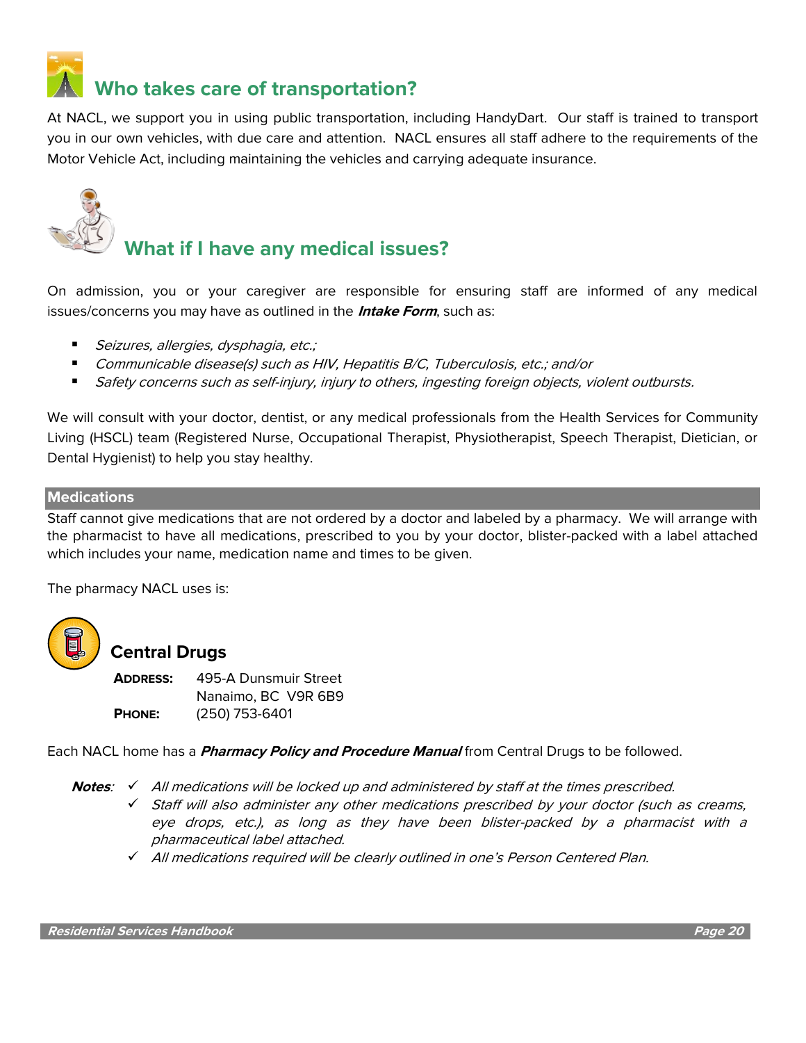## Who takes care of transportation?

At NACL, we support you in using public transportation, including HandyDart. Our staff is trained to transport you in our own vehicles, with due care and attention. NACL ensures all staff adhere to the requirements of the Motor Vehicle Act, including maintaining the vehicles and carrying adequate insurance.

## What if I have any medical issues?

On admission, you or your caregiver are responsible for ensuring staff are informed of any medical issues/concerns you may have as outlined in the ***Intake Form***, such as:

- *Seizures, allergies, dysphagia, etc.;*
- *Communicable disease(s) such as HIV, Hepatitis B/C, Tuberculosis, etc.; and/or*
- *Safety concerns such as self-injury, injury to others, ingesting foreign objects, violent outbursts.*

We will consult with your doctor, dentist, or any medical professionals from the Health Services for Community Living (HSCL) team (Registered Nurse, Occupational Therapist, Physiotherapist, Speech Therapist, Dietician, or Dental Hygienist) to help you stay healthy.

### Medications

Staff cannot give medications that are not ordered by a doctor and labeled by a pharmacy. We will arrange with the pharmacist to have all medications, prescribed to you by your doctor, blister-packed with a label attached which includes your name, medication name and times to be given.

The pharmacy NACL uses is:

**Central Drugs**

**ADDRESS:** 495-A Dunsmuir Street
Nanaimo, BC V9R 6B9
**PHONE:** (250) 753-6401

Each NACL home has a ***Pharmacy Policy and Procedure Manual*** from Central Drugs to be followed.

***Notes***:
- ✓ *All medications will be locked up and administered by staff at the times prescribed.*
- ✓ *Staff will also administer any other medications prescribed by your doctor (such as creams, eye drops, etc.), as long as they have been blister-packed by a pharmacist with a pharmaceutical label attached.*
- ✓ *All medications required will be clearly outlined in one's Person Centered Plan.*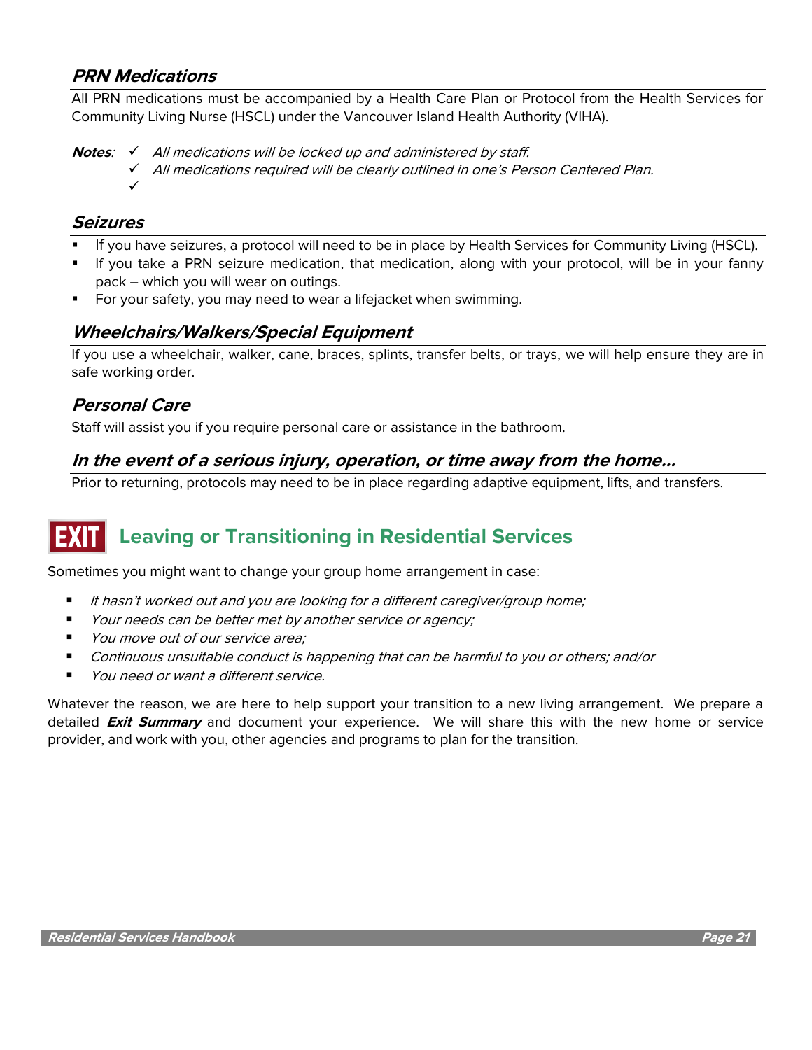### *PRN Medications*

All PRN medications must be accompanied by a Health Care Plan or Protocol from the Health Services for Community Living Nurse (HSCL) under the Vancouver Island Health Authority (VIHA).

***Notes***:
- ✓ *All medications will be locked up and administered by staff.*
- ✓ *All medications required will be clearly outlined in one's Person Centered Plan.*
- ✓

### *Seizures*

- If you have seizures, a protocol will need to be in place by Health Services for Community Living (HSCL).
- If you take a PRN seizure medication, that medication, along with your protocol, will be in your fanny pack – which you will wear on outings.
- For your safety, you may need to wear a lifejacket when swimming.

### *Wheelchairs/Walkers/Special Equipment*

If you use a wheelchair, walker, cane, braces, splints, transfer belts, or trays, we will help ensure they are in safe working order.

### *Personal Care*

Staff will assist you if you require personal care or assistance in the bathroom.

### *In the event of a serious injury, operation, or time away from the home…*

Prior to returning, protocols may need to be in place regarding adaptive equipment, lifts, and transfers.

## EXIT Leaving or Transitioning in Residential Services

Sometimes you might want to change your group home arrangement in case:

- *It hasn't worked out and you are looking for a different caregiver/group home;*
- *Your needs can be better met by another service or agency;*
- *You move out of our service area;*
- *Continuous unsuitable conduct is happening that can be harmful to you or others; and/or*
- *You need or want a different service.*

Whatever the reason, we are here to help support your transition to a new living arrangement. We prepare a detailed ***Exit Summary*** and document your experience. We will share this with the new home or service provider, and work with you, other agencies and programs to plan for the transition.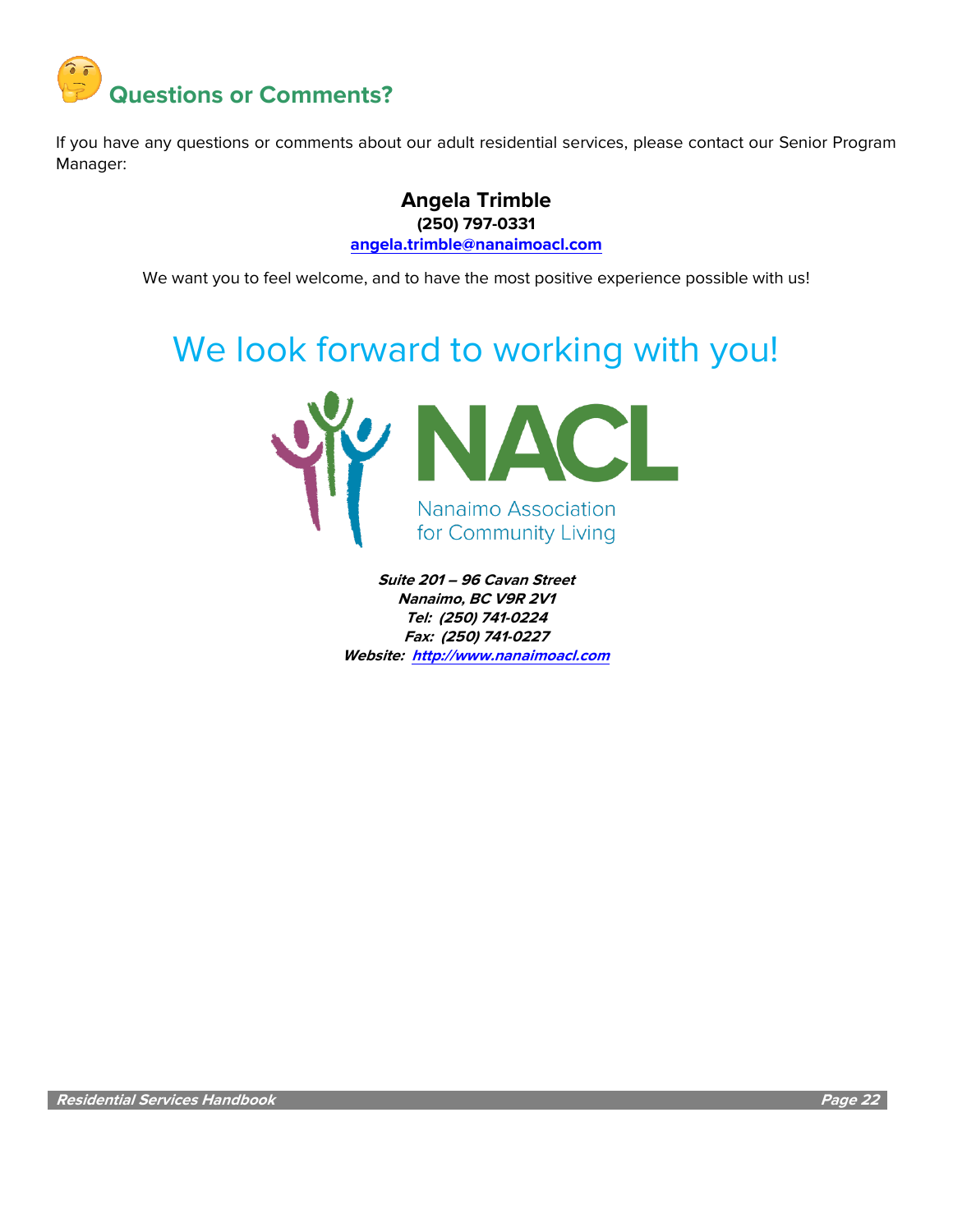## 🤔 Questions or Comments?

If you have any questions or comments about our adult residential services, please contact our Senior Program Manager:

**Angela Trimble**
**(250) 797-0331**
**angela.trimble@nanaimoacl.com**

We want you to feel welcome, and to have the most positive experience possible with us!

# We look forward to working with you!

NACL
Nanaimo Association for Community Living

***Suite 201 – 96 Cavan Street***
***Nanaimo, BC V9R 2V1***
***Tel: (250) 741-0224***
***Fax: (250) 741-0227***
***Website: http://www.nanaimoacl.com***